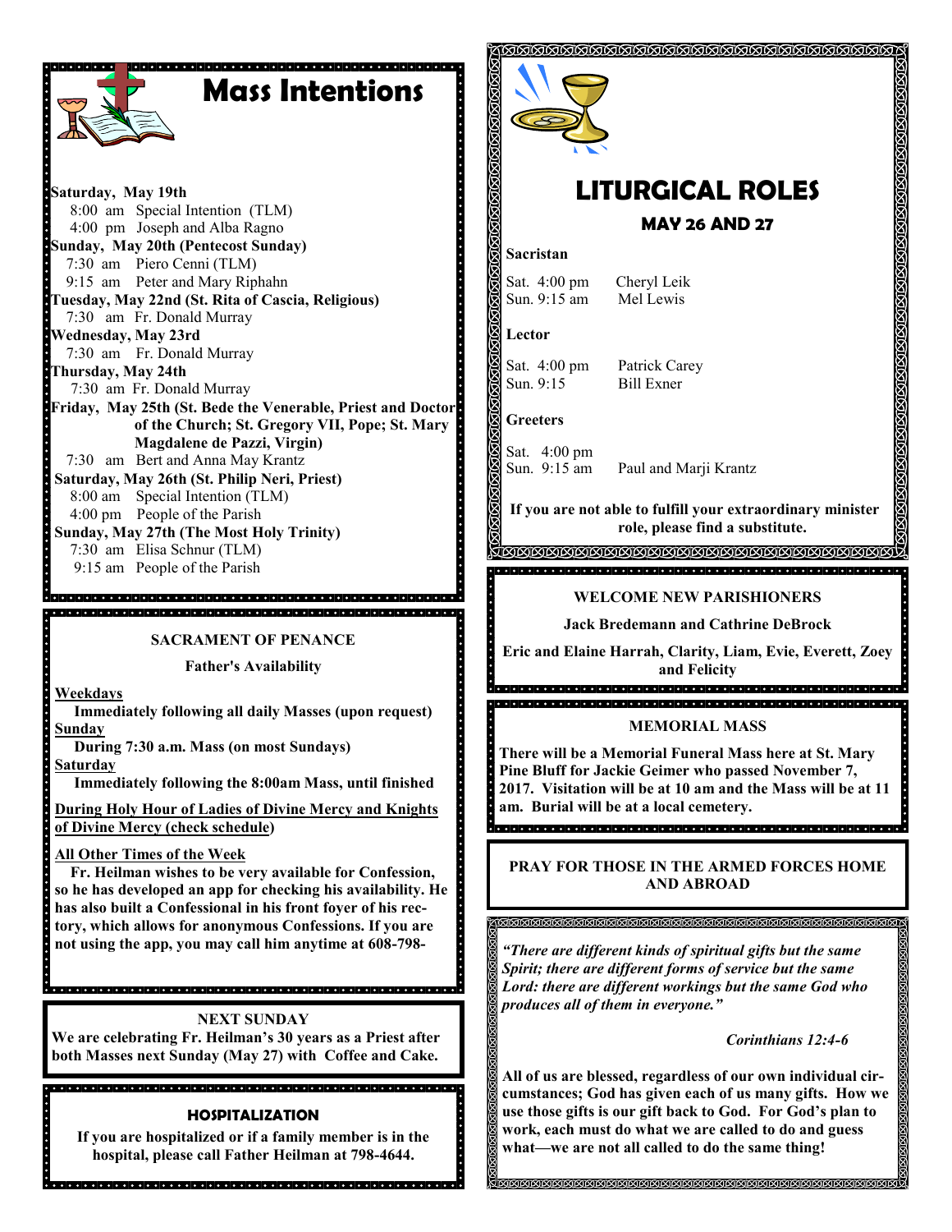# Mass Intentions

**Saturday, May 19th**
8:00 am Special Intention (TLM)
4:00 pm Joseph and Alba Ragno

**Sunday, May 20th (Pentecost Sunday)**
7:30 am Piero Cenni (TLM)
9:15 am Peter and Mary Riphahn

**Tuesday, May 22nd (St. Rita of Cascia, Religious)**
7:30 am Fr. Donald Murray

**Wednesday, May 23rd**
7:30 am Fr. Donald Murray

**Thursday, May 24th**
7:30 am Fr. Donald Murray

**Friday, May 25th (St. Bede the Venerable, Priest and Doctor of the Church; St. Gregory VII, Pope; St. Mary Magdalene de Pazzi, Virgin)**
7:30 am Bert and Anna May Krantz

**Saturday, May 26th (St. Philip Neri, Priest)**
8:00 am Special Intention (TLM)
4:00 pm People of the Parish

**Sunday, May 27th (The Most Holy Trinity)**
7:30 am Elisa Schnur (TLM)
9:15 am People of the Parish

## SACRAMENT OF PENANCE

**Father's Availability**

**Weekdays**
**Immediately following all daily Masses (upon request)**

**Sunday**
**During 7:30 a.m. Mass (on most Sundays)**

**Saturday**
**Immediately following the 8:00am Mass, until finished**

**During Holy Hour of Ladies of Divine Mercy and Knights of Divine Mercy (check schedule)**

**All Other Times of the Week**
**Fr. Heilman wishes to be very available for Confession, so he has developed an app for checking his availability. He has also built a Confessional in his front foyer of his rectory, which allows for anonymous Confessions. If you are not using the app, you may call him anytime at 608-798-**

## NEXT SUNDAY

**We are celebrating Fr. Heilman's 30 years as a Priest after both Masses next Sunday (May 27) with Coffee and Cake.**

## HOSPITALIZATION

**If you are hospitalized or if a family member is in the hospital, please call Father Heilman at 798-4644.**

# LITURGICAL ROLES

### MAY 26 AND 27

**Sacristan**

Sat. 4:00 pm Cheryl Leik
Sun. 9:15 am Mel Lewis

**Lector**

Sat. 4:00 pm Patrick Carey
Sun. 9:15 Bill Exner

**Greeters**

Sat. 4:00 pm
Sun. 9:15 am Paul and Marji Krantz

**If you are not able to fulfill your extraordinary minister role, please find a substitute.**

## WELCOME NEW PARISHIONERS

**Jack Bredemann and Cathrine DeBrock**

**Eric and Elaine Harrah, Clarity, Liam, Evie, Everett, Zoey and Felicity**

## MEMORIAL MASS

**There will be a Memorial Funeral Mass here at St. Mary Pine Bluff for Jackie Geimer who passed November 7, 2017. Visitation will be at 10 am and the Mass will be at 11 am. Burial will be at a local cemetery.**

## PRAY FOR THOSE IN THE ARMED FORCES HOME AND ABROAD

***"There are different kinds of spiritual gifts but the same Spirit; there are different forms of service but the same Lord: there are different workings but the same God who produces all of them in everyone."***

***Corinthians 12:4-6***

**All of us are blessed, regardless of our own individual circumstances; God has given each of us many gifts. How we use those gifts is our gift back to God. For God's plan to work, each must do what we are called to do and guess what—we are not all called to do the same thing!**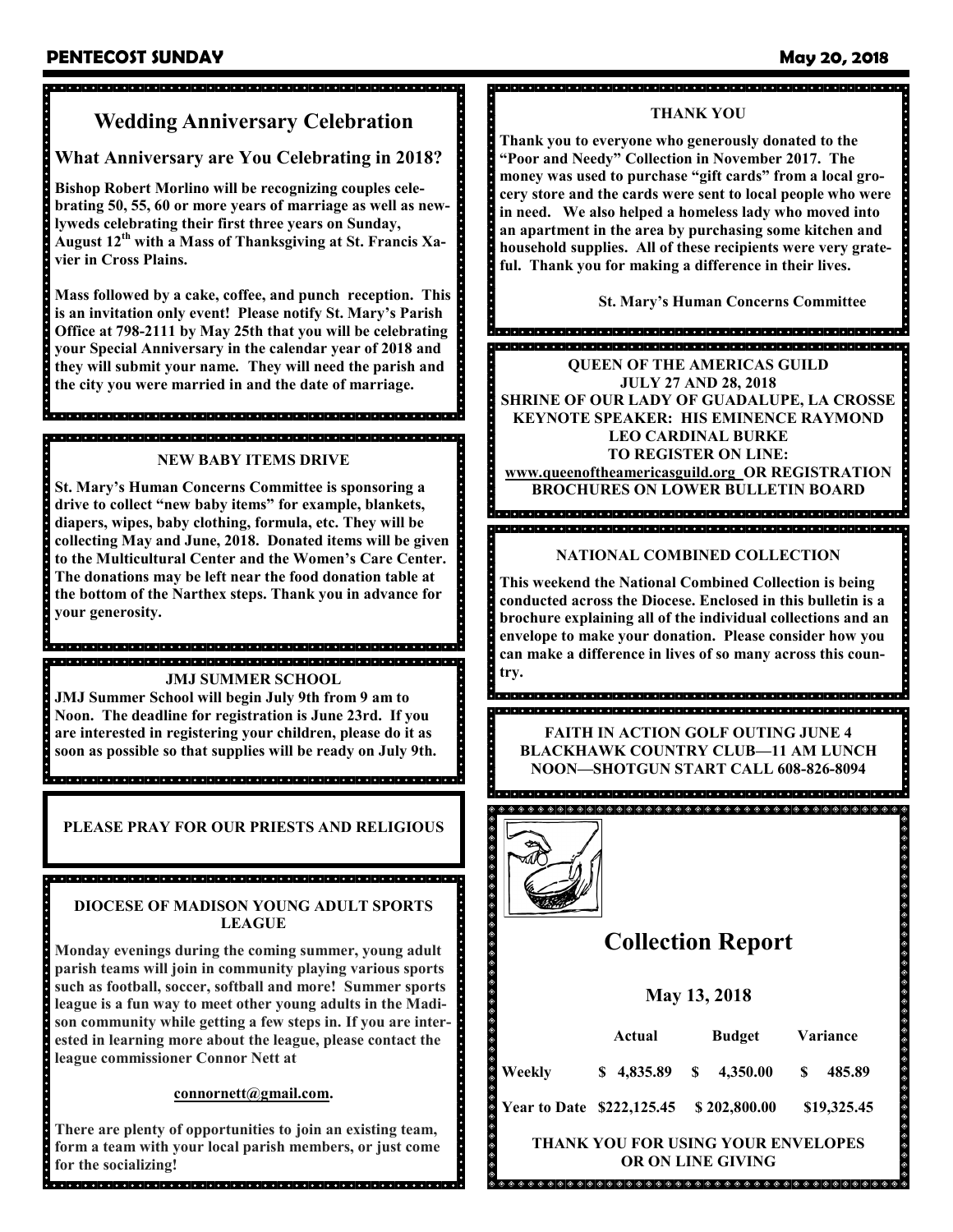## Wedding Anniversary Celebration

### What Anniversary are You Celebrating in 2018?

**Bishop Robert Morlino will be recognizing couples celebrating 50, 55, 60 or more years of marriage as well as newlyweds celebrating their first three years on Sunday, August 12th with a Mass of Thanksgiving at St. Francis Xavier in Cross Plains.**

**Mass followed by a cake, coffee, and punch reception. This is an invitation only event! Please notify St. Mary's Parish Office at 798-2111 by May 25th that you will be celebrating your Special Anniversary in the calendar year of 2018 and they will submit your name. They will need the parish and the city you were married in and the date of marriage.**

### NEW BABY ITEMS DRIVE

**St. Mary's Human Concerns Committee is sponsoring a drive to collect "new baby items" for example, blankets, diapers, wipes, baby clothing, formula, etc. They will be collecting May and June, 2018. Donated items will be given to the Multicultural Center and the Women's Care Center. The donations may be left near the food donation table at the bottom of the Narthex steps. Thank you in advance for your generosity.**

### JMJ SUMMER SCHOOL

**JMJ Summer School will begin July 9th from 9 am to Noon. The deadline for registration is June 23rd. If you are interested in registering your children, please do it as soon as possible so that supplies will be ready on July 9th.**

**PLEASE PRAY FOR OUR PRIESTS AND RELIGIOUS**

### DIOCESE OF MADISON YOUNG ADULT SPORTS LEAGUE

**Monday evenings during the coming summer, young adult parish teams will join in community playing various sports such as football, soccer, softball and more! Summer sports league is a fun way to meet other young adults in the Madison community while getting a few steps in. If you are interested in learning more about the league, please contact the league commissioner Connor Nett at**

**connornett@gmail.com.**

**There are plenty of opportunities to join an existing team, form a team with your local parish members, or just come for the socializing!**

### THANK YOU

**Thank you to everyone who generously donated to the "Poor and Needy" Collection in November 2017. The money was used to purchase "gift cards" from a local grocery store and the cards were sent to local people who were in need. We also helped a homeless lady who moved into an apartment in the area by purchasing some kitchen and household supplies. All of these recipients were very grateful. Thank you for making a difference in their lives.**

**St. Mary's Human Concerns Committee**

**QUEEN OF THE AMERICAS GUILD**
**JULY 27 AND 28, 2018**
**SHRINE OF OUR LADY OF GUADALUPE, LA CROSSE**
**KEYNOTE SPEAKER: HIS EMINENCE RAYMOND LEO CARDINAL BURKE**
**TO REGISTER ON LINE: www.queenoftheamericasguild.org OR REGISTRATION BROCHURES ON LOWER BULLETIN BOARD**

### NATIONAL COMBINED COLLECTION

**This weekend the National Combined Collection is being conducted across the Diocese. Enclosed in this bulletin is a brochure explaining all of the individual collections and an envelope to make your donation. Please consider how you can make a difference in lives of so many across this country.**

**FAITH IN ACTION GOLF OUTING JUNE 4**
**BLACKHAWK COUNTRY CLUB—11 AM LUNCH**
**NOON—SHOTGUN START CALL 608-826-8094**

## Collection Report

### May 13, 2018

| | Actual | Budget | Variance |
|---|---|---|---|
| Weekly | $ 4,835.89 | $ 4,350.00 | $ 485.89 |
| Year to Date | $222,125.45 | $ 202,800.00 | $19,325.45 |

**THANK YOU FOR USING YOUR ENVELOPES OR ON LINE GIVING**